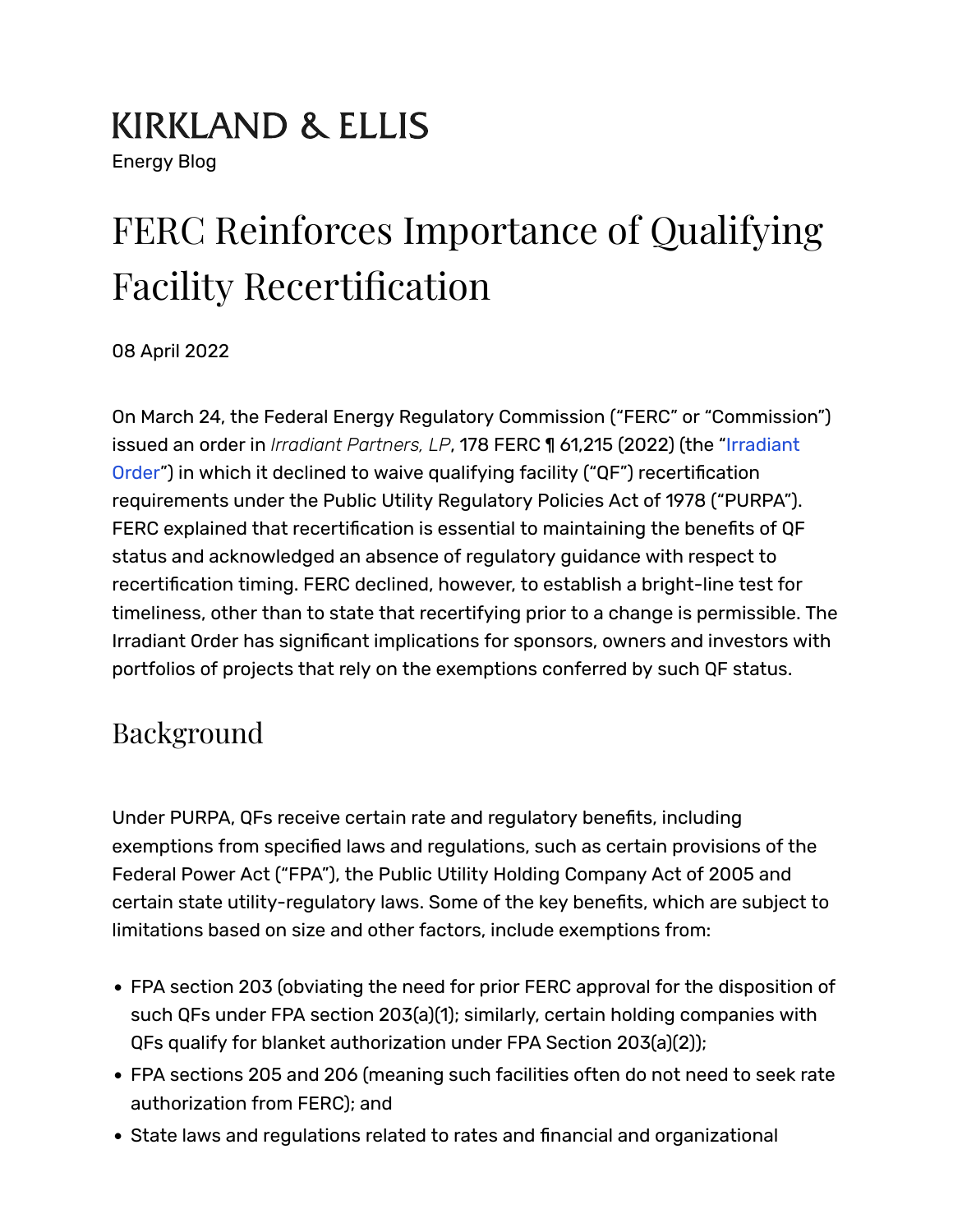KIRKLAND & ELLIS

Energy Blog

# FERC Reinforces Importance of Qualifying Facility Recertification

08 April 2022

On March 24, the Federal Energy Regulatory Commission ("FERC" or "Commission") issued an order in *Irradiant Partners, LP*, 178 FERC ¶ 61,215 (2022) (the "Irradiant Order") in which it declined to waive qualifying facility ("QF") recertification requirements under the Public Utility Regulatory Policies Act of 1978 ("PURPA"). FERC explained that recertification is essential to maintaining the benefits of QF status and acknowledged an absence of regulatory guidance with respect to recertification timing. FERC declined, however, to establish a bright-line test for timeliness, other than to state that recertifying prior to a change is permissible. The Irradiant Order has significant implications for sponsors, owners and investors with portfolios of projects that rely on the exemptions conferred by such QF status.

## Background

Under PURPA, QFs receive certain rate and regulatory benefits, including exemptions from specified laws and regulations, such as certain provisions of the Federal Power Act ("FPA"), the Public Utility Holding Company Act of 2005 and certain state utility-regulatory laws. Some of the key benefits, which are subject to limitations based on size and other factors, include exemptions from:

- FPA section 203 (obviating the need for prior FERC approval for the disposition of such QFs under FPA section 203(a)(1); similarly, certain holding companies with QFs qualify for blanket authorization under FPA Section 203(a)(2));
- FPA sections 205 and 206 (meaning such facilities often do not need to seek rate authorization from FERC); and
- State laws and regulations related to rates and financial and organizational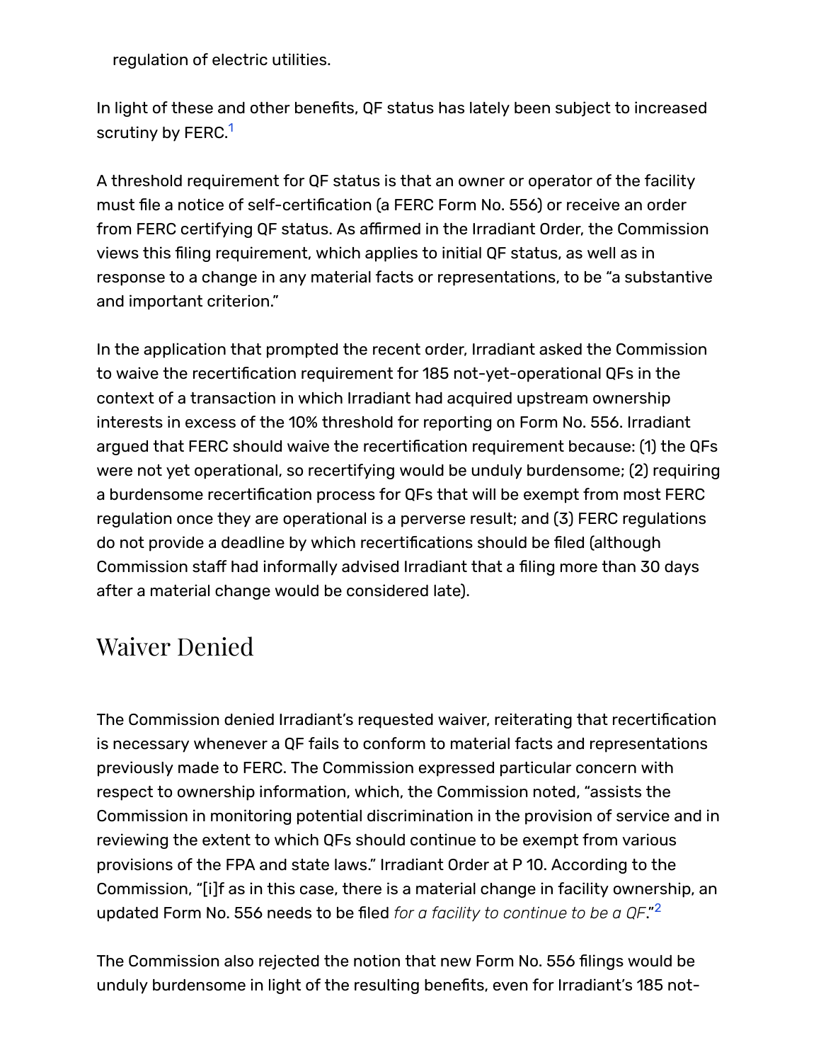regulation of electric utilities.

In light of these and other benefits, QF status has lately been subject to increased scrutiny by FERC.[1]

A threshold requirement for QF status is that an owner or operator of the facility must file a notice of self-certification (a FERC Form No. 556) or receive an order from FERC certifying QF status. As affirmed in the Irradiant Order, the Commission views this filing requirement, which applies to initial QF status, as well as in response to a change in any material facts or representations, to be "a substantive and important criterion."

In the application that prompted the recent order, Irradiant asked the Commission to waive the recertification requirement for 185 not-yet-operational QFs in the context of a transaction in which Irradiant had acquired upstream ownership interests in excess of the 10% threshold for reporting on Form No. 556. Irradiant argued that FERC should waive the recertification requirement because: (1) the QFs were not yet operational, so recertifying would be unduly burdensome; (2) requiring a burdensome recertification process for QFs that will be exempt from most FERC regulation once they are operational is a perverse result; and (3) FERC regulations do not provide a deadline by which recertifications should be filed (although Commission staff had informally advised Irradiant that a filing more than 30 days after a material change would be considered late).

## Waiver Denied

The Commission denied Irradiant's requested waiver, reiterating that recertification is necessary whenever a QF fails to conform to material facts and representations previously made to FERC. The Commission expressed particular concern with respect to ownership information, which, the Commission noted, "assists the Commission in monitoring potential discrimination in the provision of service and in reviewing the extent to which QFs should continue to be exempt from various provisions of the FPA and state laws." Irradiant Order at P 10. According to the Commission, "[i]f as in this case, there is a material change in facility ownership, an updated Form No. 556 needs to be filed *for a facility to continue to be a QF*."[2]

The Commission also rejected the notion that new Form No. 556 filings would be unduly burdensome in light of the resulting benefits, even for Irradiant's 185 not-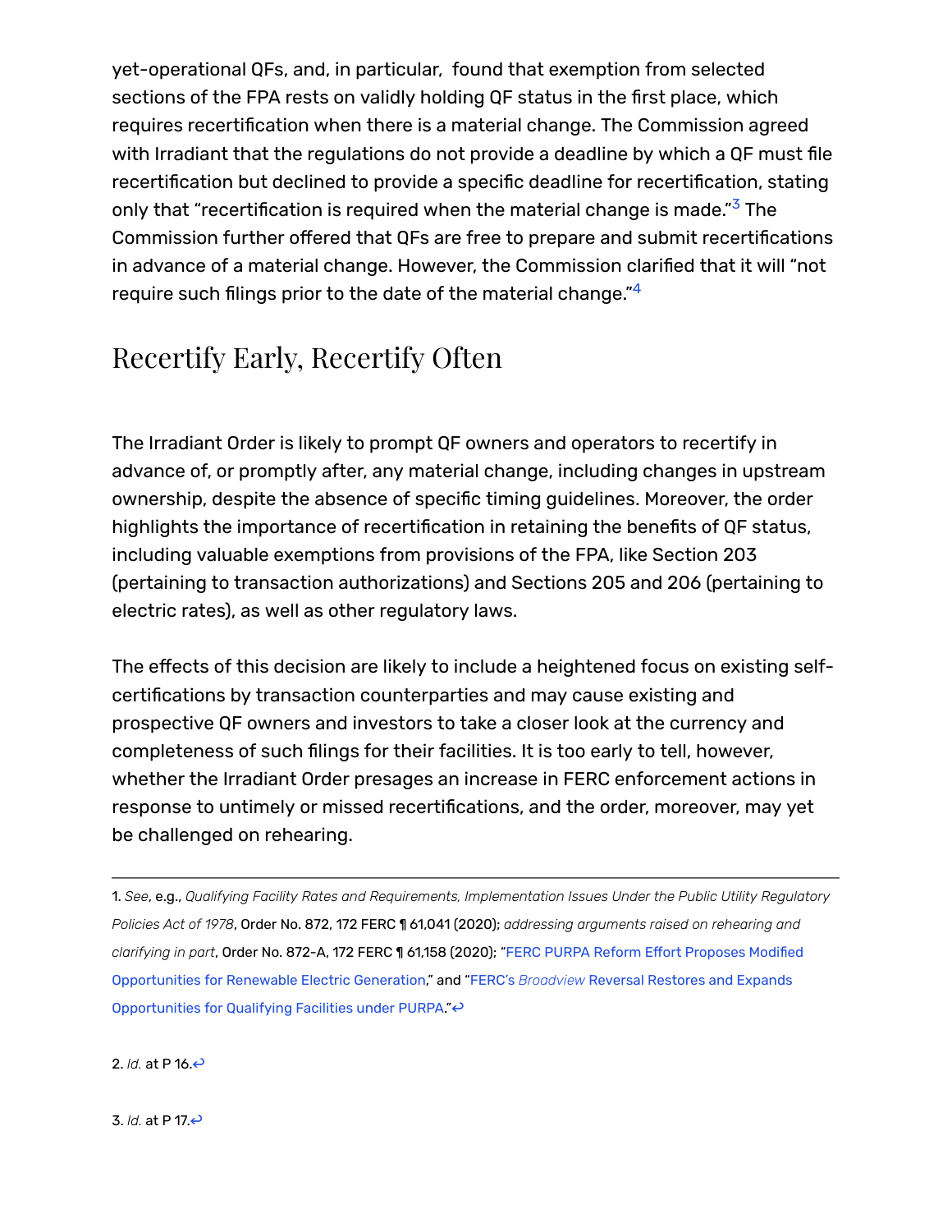yet-operational QFs, and, in particular, found that exemption from selected sections of the FPA rests on validly holding QF status in the first place, which requires recertification when there is a material change. The Commission agreed with Irradiant that the regulations do not provide a deadline by which a QF must file recertification but declined to provide a specific deadline for recertification, stating only that "recertification is required when the material change is made."[3] The Commission further offered that QFs are free to prepare and submit recertifications in advance of a material change. However, the Commission clarified that it will "not require such filings prior to the date of the material change."[4]

## Recertify Early, Recertify Often

The Irradiant Order is likely to prompt QF owners and operators to recertify in advance of, or promptly after, any material change, including changes in upstream ownership, despite the absence of specific timing guidelines. Moreover, the order highlights the importance of recertification in retaining the benefits of QF status, including valuable exemptions from provisions of the FPA, like Section 203 (pertaining to transaction authorizations) and Sections 205 and 206 (pertaining to electric rates), as well as other regulatory laws.

The effects of this decision are likely to include a heightened focus on existing self-certifications by transaction counterparties and may cause existing and prospective QF owners and investors to take a closer look at the currency and completeness of such filings for their facilities. It is too early to tell, however, whether the Irradiant Order presages an increase in FERC enforcement actions in response to untimely or missed recertifications, and the order, moreover, may yet be challenged on rehearing.

---

1. *See*, e.g., *Qualifying Facility Rates and Requirements, Implementation Issues Under the Public Utility Regulatory Policies Act of 1978*, Order No. 872, 172 FERC ¶ 61,041 (2020); *addressing arguments raised on rehearing and clarifying in part*, Order No. 872-A, 172 FERC ¶ 61,158 (2020); "FERC PURPA Reform Effort Proposes Modified Opportunities for Renewable Electric Generation," and "FERC's *Broadview* Reversal Restores and Expands Opportunities for Qualifying Facilities under PURPA."↩

2. *Id.* at P 16.↩

3. *Id.* at P 17.↩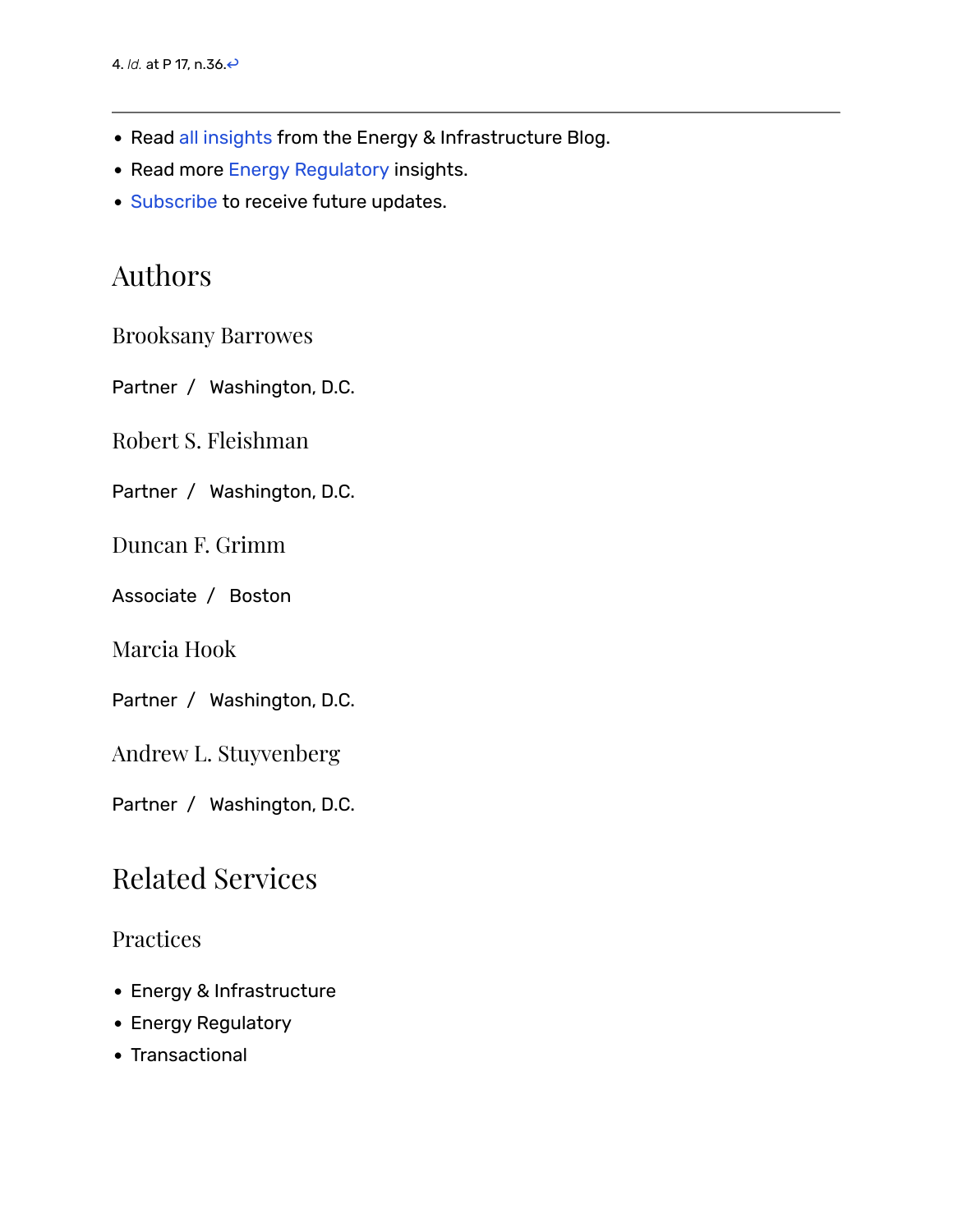4. *Id.* at P 17, n.36.↩

---

- Read all insights from the Energy & Infrastructure Blog.
- Read more Energy Regulatory insights.
- Subscribe to receive future updates.

## Authors

### Brooksany Barrowes

Partner / Washington, D.C.

### Robert S. Fleishman

Partner / Washington, D.C.

### Duncan F. Grimm

Associate / Boston

### Marcia Hook

Partner / Washington, D.C.

### Andrew L. Stuyvenberg

Partner / Washington, D.C.

## Related Services

### Practices

- Energy & Infrastructure
- Energy Regulatory
- Transactional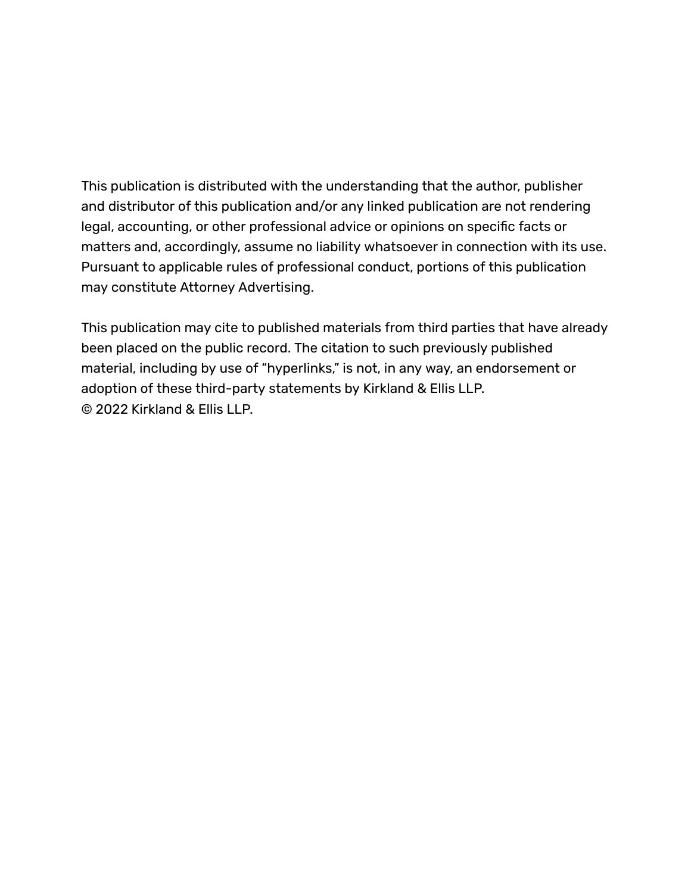This publication is distributed with the understanding that the author, publisher and distributor of this publication and/or any linked publication are not rendering legal, accounting, or other professional advice or opinions on specific facts or matters and, accordingly, assume no liability whatsoever in connection with its use. Pursuant to applicable rules of professional conduct, portions of this publication may constitute Attorney Advertising.

This publication may cite to published materials from third parties that have already been placed on the public record. The citation to such previously published material, including by use of "hyperlinks," is not, in any way, an endorsement or adoption of these third-party statements by Kirkland & Ellis LLP.
© 2022 Kirkland & Ellis LLP.